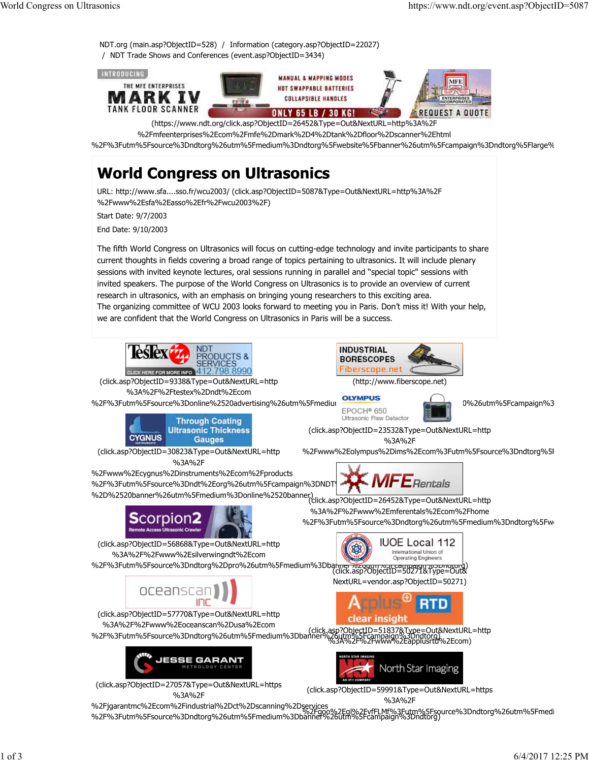NDT.org (main.asp?ObjectID=528) / Information (category.asp?ObjectID=22027) / NDT Trade Shows and Conferences (event.asp?ObjectID=3434)

(https://www.ndt.org/click.asp?ObjectID=26452&Type=Out&NextURL=http%3A%2F%2Fmfeenterprises%2Ecom%2Fmfe%2Dmark%2D4%2Dtank%2Dfloor%2Dscanner%2Ehtml%2F%3Futm%5Fsource%3Dndtorg%26utm%5Fmedium%3Dndtorg%5Fwebsite%5Fbanner%26utm%5Fcampaign%3Dndtorg%5Flarge%

# World Congress on Ultrasonics

URL: http://www.sfa....sso.fr/wcu2003/ (click.asp?ObjectID=5087&Type=Out&NextURL=http%3A%2F%2Fwww%2Esfa%2Easso%2Efr%2Fwcu2003%2F)

Start Date: 9/7/2003

End Date: 9/10/2003

The fifth World Congress on Ultrasonics will focus on cutting-edge technology and invite participants to share current thoughts in fields covering a broad range of topics pertaining to ultrasonics. It will include plenary sessions with invited keynote lectures, oral sessions running in parallel and "special topic" sessions with invited speakers. The purpose of the World Congress on Ultrasonics is to provide an overview of current research in ultrasonics, with an emphasis on bringing young researchers to this exciting area.
The organizing committee of WCU 2003 looks forward to meeting you in Paris. Don't miss it! With your help, we are confident that the World Congress on Ultrasonics in Paris will be a success.

(click.asp?ObjectID=9338&Type=Out&NextURL=http%3A%2F%2Ftestex%2Dndt%2Ecom%2F%3Futm%5Fsource%3Donline%2520advertising%26utm%5Fmediu

(http://www.fiberscope.net)

(click.asp?ObjectID=23532&Type=Out&NextURL=http%3A%2F%2Fwww%2Eolympus%2Dims%2Ecom%3Futm%5Fsource%3Dndtorg%5F

(click.asp?ObjectID=30823&Type=Out&NextURL=http%3A%2F%2Fwww%2Ecygnus%2Dinstruments%2Ecom%2Fproducts%2F%3Futm%5Fsource%3Dndt%2Eorg%26utm%5Fcampaign%3DNDT%2D%2520banner%26utm%5Fmedium%3Donline%2520banner)

(click.asp?ObjectID=26452&Type=Out&NextURL=http%3A%2F%2Fwww%2Emferentals%2Ecom%2Fhome%2F%3Futm%5Fsource%3Dndtorg%26utm%5Fmedium%3Dndtorg%5Fw

(click.asp?ObjectID=56868&Type=Out&NextURL=http%3A%2F%2Fwww%2Esilverwingndt%2Ecom%2F%3Futm%5Fsource%3Dndtorg%2Dpro%26utm%5Fmedium%3Dbanner%26utm%5Fcampaign%3Dndtorg)

(click.asp?ObjectID=50271&Type=Out&NextURL=vendor.asp?ObjectID=50271)

(click.asp?ObjectID=57770&Type=Out&NextURL=http%3A%2F%2Fwww%2Eoceanscan%2Dusa%2Ecom%2F%3Futm%5Fsource%3Dndtorg%26utm%5Fmedium%3Dbanner%26utm%5Fcampaign%3Dndtorg)

(click.asp?ObjectID=51837&Type=Out&NextURL=http%3A%2F%2Fwww%2Eapplusrtd%2Ecom)

(click.asp?ObjectID=27057&Type=Out&NextURL=https%3A%2F%2Fjgarantmc%2Ecom%2Findustrial%2Dct%2Dscanning%2Dservices%2F%3Futm%5Fsource%3Dndtorg%26utm%5Fmedium%3Dbanner%26utm%5Fcampaign%3Dndtorg)

(click.asp?ObjectID=59991&Type=Out&NextURL=https%3A%2F%2Fgoo%2Egl%2FvfFLMf%3Futm%5Fsource%3Dndtorg%26utm%5Fmedi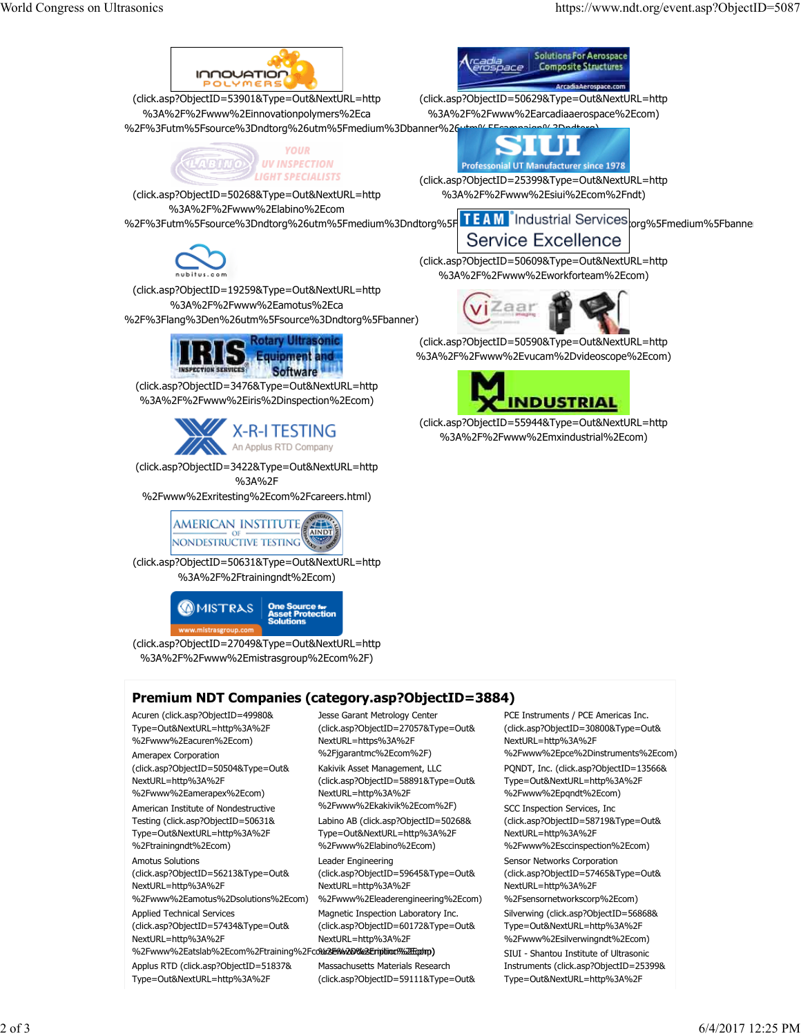(click.asp?ObjectID=53901&Type=Out&NextURL=http%3A%2F%2Fwww%2Einnovationpolymers%2Eca%2F%3Futm%5Fsource%3Dndtorg%26utm%5Fmedium%3Dbanner%26utm%5Fcampaign%3Dndtorg)

(click.asp?ObjectID=50629&Type=Out&NextURL=http%3A%2F%2Fwww%2Earcadiaaerospace%2Ecom)

(click.asp?ObjectID=50268&Type=Out&NextURL=http%3A%2F%2Fwww%2Elabino%2Ecom%2F%3Futm%5Fsource%3Dndtorg%26utm%5Fmedium%3Dndtorg%5Fbanner)

(click.asp?ObjectID=25399&Type=Out&NextURL=http%3A%2F%2Fwww%2Esiui%2Ecom%2Fndt)

(click.asp?ObjectID=50609&Type=Out&NextURL=http%3A%2F%2Fwww%2Eworkforteam%2Ecom)

(click.asp?ObjectID=19259&Type=Out&NextURL=http%3A%2F%2Fwww%2Eamotus%2Eca%2F%3Flang%3Den%26utm%5Fsource%3Dndtorg%5Fbanner)

(click.asp?ObjectID=50590&Type=Out&NextURL=http%3A%2F%2Fwww%2Evucam%2Dvideoscope%2Ecom)

(click.asp?ObjectID=3476&Type=Out&NextURL=http%3A%2F%2Fwww%2Eiris%2Dinspection%2Ecom)

(click.asp?ObjectID=55944&Type=Out&NextURL=http%3A%2F%2Fwww%2Emxindustrial%2Ecom)

(click.asp?ObjectID=3422&Type=Out&NextURL=http%3A%2F%2Fwww%2Exritesting%2Ecom%2Fcareers.html)

(click.asp?ObjectID=50631&Type=Out&NextURL=http%3A%2F%2Ftrainingndt%2Ecom)

(click.asp?ObjectID=27049&Type=Out&NextURL=http%3A%2F%2Fwww%2Emistrasgroup%2Ecom%2F)

## Premium NDT Companies (category.asp?ObjectID=3884)

- Acuren (click.asp?ObjectID=49980&Type=Out&NextURL=http%3A%2F%2Fwww%2Eacuren%2Ecom)
- Amerapex Corporation (click.asp?ObjectID=50504&Type=Out&NextURL=http%3A%2F%2Fwww%2Eamerapex%2Ecom)
- American Institute of Nondestructive Testing (click.asp?ObjectID=50631&Type=Out&NextURL=http%3A%2F%2Ftrainingndt%2Ecom)
- Amotus Solutions (click.asp?ObjectID=56213&Type=Out&NextURL=http%3A%2F%2Fwww%2Eamotus%2Dsolutions%2Ecom)
- Applied Technical Services (click.asp?ObjectID=57434&Type=Out&NextURL=http%3A%2F%2Fwww%2Eatslab%2Ecom%2Ftraining%2Fcourse%2Ddescription%2Ephp)
- Applus RTD (click.asp?ObjectID=51837&Type=Out&NextURL=http%3A%2F
- Jesse Garant Metrology Center (click.asp?ObjectID=27057&Type=Out&NextURL=http%3A%2F%2Fjgarantmc%2Ecom%2F)
- Kakivik Asset Management, LLC (click.asp?ObjectID=58891&Type=Out&NextURL=http%3A%2F%2Fwww%2Ekakivik%2Ecom%2F)
- Labino AB (click.asp?ObjectID=50268&Type=Out&NextURL=http%3A%2F%2Fwww%2Elabino%2Ecom)
- Leader Engineering (click.asp?ObjectID=59645&Type=Out&NextURL=http%3A%2F%2Fwww%2Eleaderengineering%2Ecom)
- Magnetic Inspection Laboratory Inc. (click.asp?ObjectID=60172&Type=Out&NextURL=http%3A%2F
- Massachusetts Materials Research (click.asp?ObjectID=59111&Type=Out&
- PCE Instruments / PCE Americas Inc. (click.asp?ObjectID=30800&Type=Out&NextURL=http%3A%2F%2Fwww%2Epce%2Dinstruments%2Ecom)
- PQNDT, Inc. (click.asp?ObjectID=13566&Type=Out&NextURL=http%3A%2F%2Fwww%2Epqndt%2Ecom)
- SCC Inspection Services, Inc (click.asp?ObjectID=58719&Type=Out&NextURL=http%3A%2F%2Fwww%2Esccinspection%2Ecom)
- Sensor Networks Corporation (click.asp?ObjectID=57465&Type=Out&NextURL=http%3A%2F%2Fsensornetworkscorp%2Ecom)
- Silverwing (click.asp?ObjectID=56868&Type=Out&NextURL=http%3A%2F%2Fwww%2Esilverwingndt%2Ecom)
- SIUI - Shantou Institute of Ultrasonic Instruments (click.asp?ObjectID=25399&Type=Out&NextURL=http%3A%2F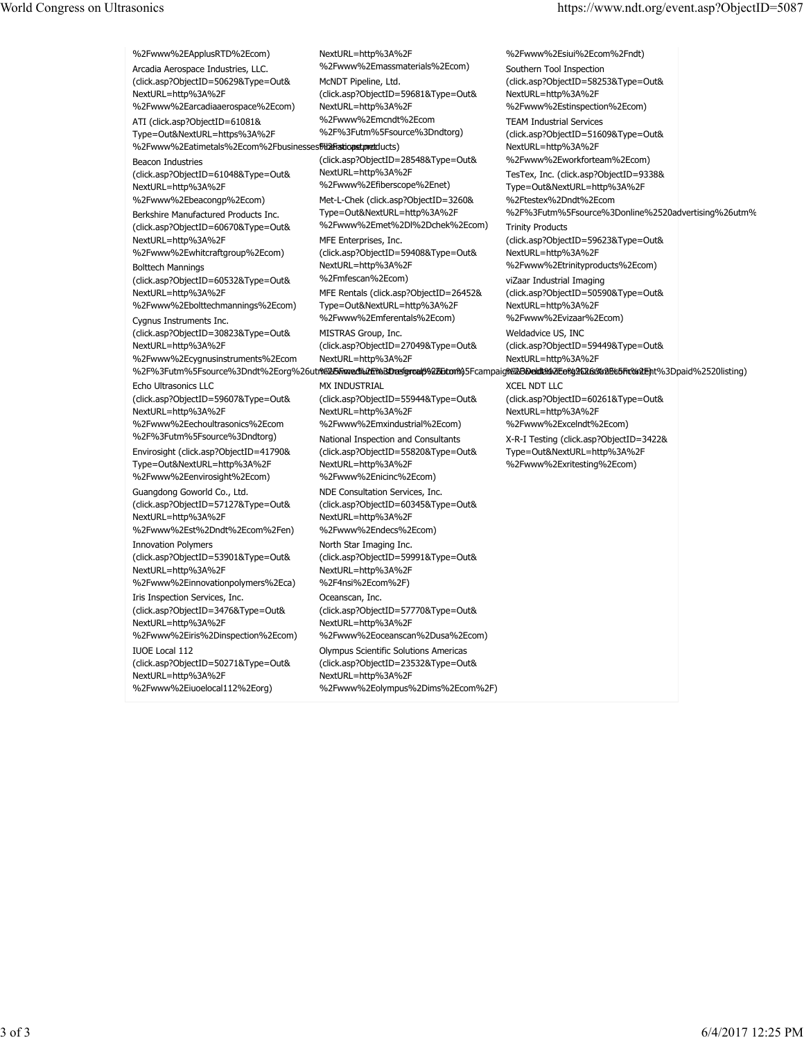%2Fwww%2EApplusRTD%2Ecom)

Arcadia Aerospace Industries, LLC. (click.asp?ObjectID=50629&Type=Out&NextURL=http%3A%2F%2Fwww%2Earcadiaaerospace%2Ecom)

ATI (click.asp?ObjectID=61081&Type=Out&NextURL=https%3A%2F%2Fwww%2Eatimetals%2Ecom%2Fbusinesses%2Fatiforgedproducts)

Beacon Industries (click.asp?ObjectID=61048&Type=Out&NextURL=http%3A%2F%2Fwww%2Ebeacongp%2Ecom)

Berkshire Manufactured Products Inc. (click.asp?ObjectID=60670&Type=Out&NextURL=http%3A%2F%2Fwww%2Ewhitcraftgroup%2Ecom)

Bolttech Mannings (click.asp?ObjectID=60532&Type=Out&NextURL=http%3A%2F%2Fwww%2Ebolttechmannings%2Ecom)

Cygnus Instruments Inc. (click.asp?ObjectID=30823&Type=Out&NextURL=http%3A%2F%2Fwww%2Ecygnusinstruments%2Ecom%2F%3Futm%5Fsource%3Dndt%2Eorg%26utm%5Fmedium%3Dreferral%26utm%5Fcampaign%3Dndt%2Eorg%2Dsitelink%2Dlisting)

Echo Ultrasonics LLC (click.asp?ObjectID=59607&Type=Out&NextURL=http%3A%2F%2Fwww%2Eechoultrasonics%2Ecom%2F%3Futm%5Fsource%3Dndtorg)

Envirosight (click.asp?ObjectID=41790&Type=Out&NextURL=http%3A%2F%2Fwww%2Eenvirosight%2Ecom)

Guangdong Goworld Co., Ltd. (click.asp?ObjectID=57127&Type=Out&NextURL=http%3A%2F%2Fwww%2Est%2Dndt%2Ecom%2Fen)

Innovation Polymers (click.asp?ObjectID=53901&Type=Out&NextURL=http%3A%2F%2Fwww%2Einnovationpolymers%2Eca)

Iris Inspection Services, Inc. (click.asp?ObjectID=3476&Type=Out&NextURL=http%3A%2F%2Fwww%2Eiris%2Dinspection%2Ecom)

IUOE Local 112 (click.asp?ObjectID=50271&Type=Out&NextURL=http%3A%2F%2Fwww%2Eiuoelocal112%2Eorg)

NextURL=http%3A%2F%2Fwww%2Emassmaterials%2Ecom)

McNDT Pipeline, Ltd. (click.asp?ObjectID=59681&Type=Out&NextURL=http%3A%2F%2Fwww%2Emcndt%2Ecom%2F%3Futm%5Fsource%3Dndtorg)

Fiberscope.net (click.asp?ObjectID=28548&Type=Out&NextURL=http%3A%2F%2Fwww%2Efiberscope%2Enet)

Met-L-Chek (click.asp?ObjectID=3260&Type=Out&NextURL=http%3A%2F%2Fwww%2Emet%2Dl%2Dchek%2Ecom)

MFE Enterprises, Inc. (click.asp?ObjectID=59408&Type=Out&NextURL=http%3A%2F%2Fmfescan%2Ecom)

MFE Rentals (click.asp?ObjectID=26452&Type=Out&NextURL=http%3A%2F%2Fwww%2Emferentals%2Ecom)

MISTRAS Group, Inc. (click.asp?ObjectID=27049&Type=Out&NextURL=http%3A%2F%2Fwww%2Emistrasgroup%2Ecom)

MX INDUSTRIAL (click.asp?ObjectID=55944&Type=Out&NextURL=http%3A%2F%2Fwww%2Emxindustrial%2Ecom)

National Inspection and Consultants (click.asp?ObjectID=55820&Type=Out&NextURL=http%3A%2F%2Fwww%2Enicinc%2Ecom)

NDE Consultation Services, Inc. (click.asp?ObjectID=60345&Type=Out&NextURL=http%3A%2F%2Fwww%2Endecs%2Ecom)

North Star Imaging Inc. (click.asp?ObjectID=59991&Type=Out&NextURL=http%3A%2F%2F4nsi%2Ecom%2F)

Oceanscan, Inc. (click.asp?ObjectID=57770&Type=Out&NextURL=http%3A%2F%2Fwww%2Eoceanscan%2Dusa%2Ecom)

Olympus Scientific Solutions Americas (click.asp?ObjectID=23532&Type=Out&NextURL=http%3A%2F%2Fwww%2Eolympus%2Dims%2Ecom%2F)

%2Fwww%2Esiui%2Ecom%2Fndt)

Southern Tool Inspection (click.asp?ObjectID=58253&Type=Out&NextURL=http%3A%2F%2Fwww%2Estinspection%2Ecom)

TEAM Industrial Services (click.asp?ObjectID=51609&Type=Out&NextURL=http%3A%2F%2Fwww%2Eworkforteam%2Ecom)

TesTex, Inc. (click.asp?ObjectID=9338&Type=Out&NextURL=http%3A%2F%2Ftestex%2Dndt%2Ecom%2F%3Futm%5Fsource%3Donline%2520advertising%26utm%

Trinity Products (click.asp?ObjectID=59623&Type=Out&NextURL=http%3A%2F%2Fwww%2Etrinityproducts%2Ecom)

viZaar Industrial Imaging (click.asp?ObjectID=50590&Type=Out&NextURL=http%3A%2F%2Fwww%2Evizaar%2Ecom)

Weldadvice US, INC (click.asp?ObjectID=59449&Type=Out&NextURL=http%3A%2F%2Fwww%2Eweldadvice%2Ecom%2Fen%2F%3Futm%5Fcontent%3Dpaid%2520listing)

XCEL NDT LLC (click.asp?ObjectID=60261&Type=Out&NextURL=http%3A%2F%2Fwww%2Excelndt%2Ecom)

X-R-I Testing (click.asp?ObjectID=3422&Type=Out&NextURL=http%3A%2F%2Fwww%2Exritesting%2Ecom)